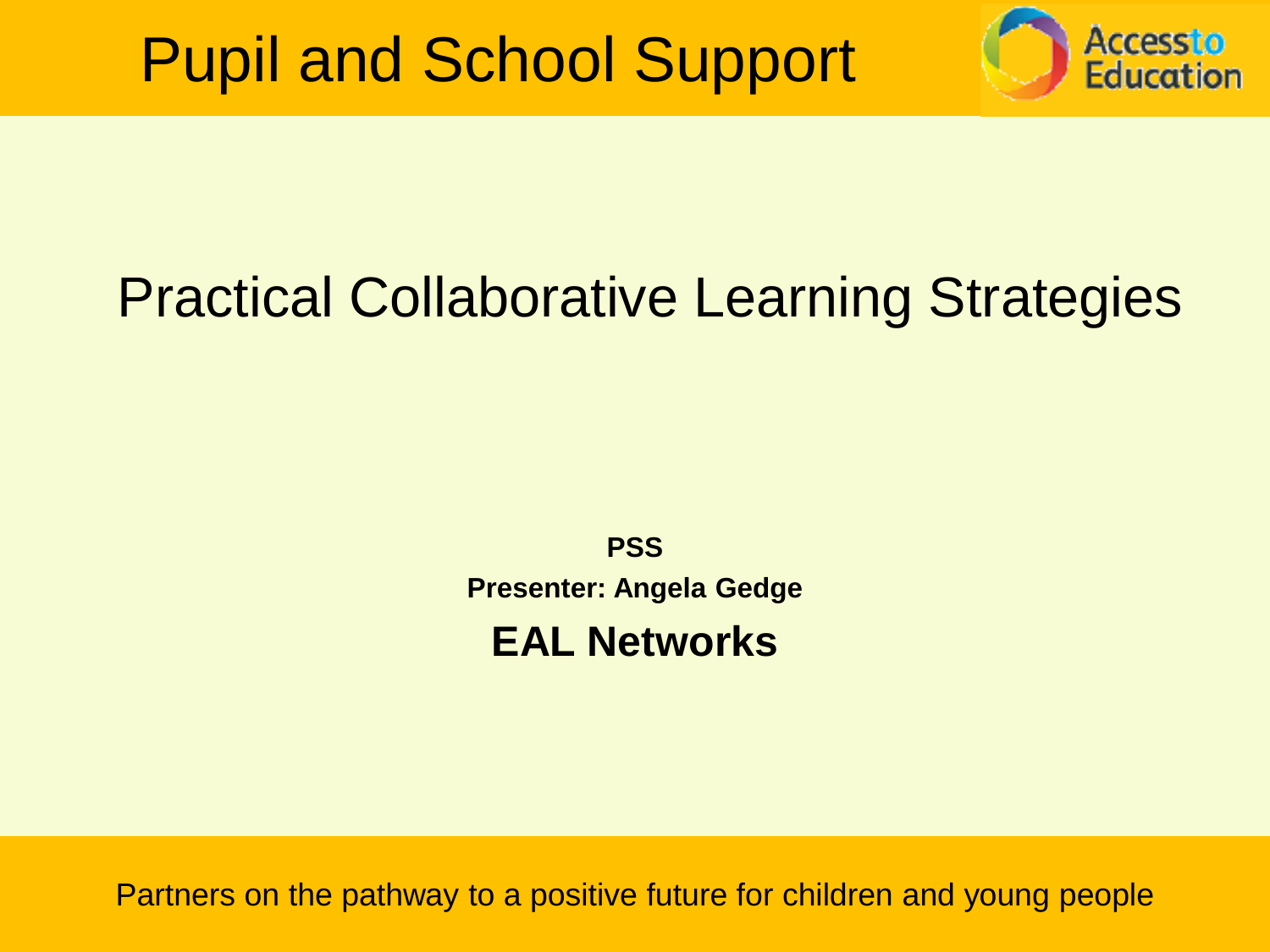# Pupil and School Support

## Practical Collaborative Learning Strategies

**PSS**

**Presenter: Angela Gedge**

**EAL Networks**

Partners on the pathway to a positive future for children and young people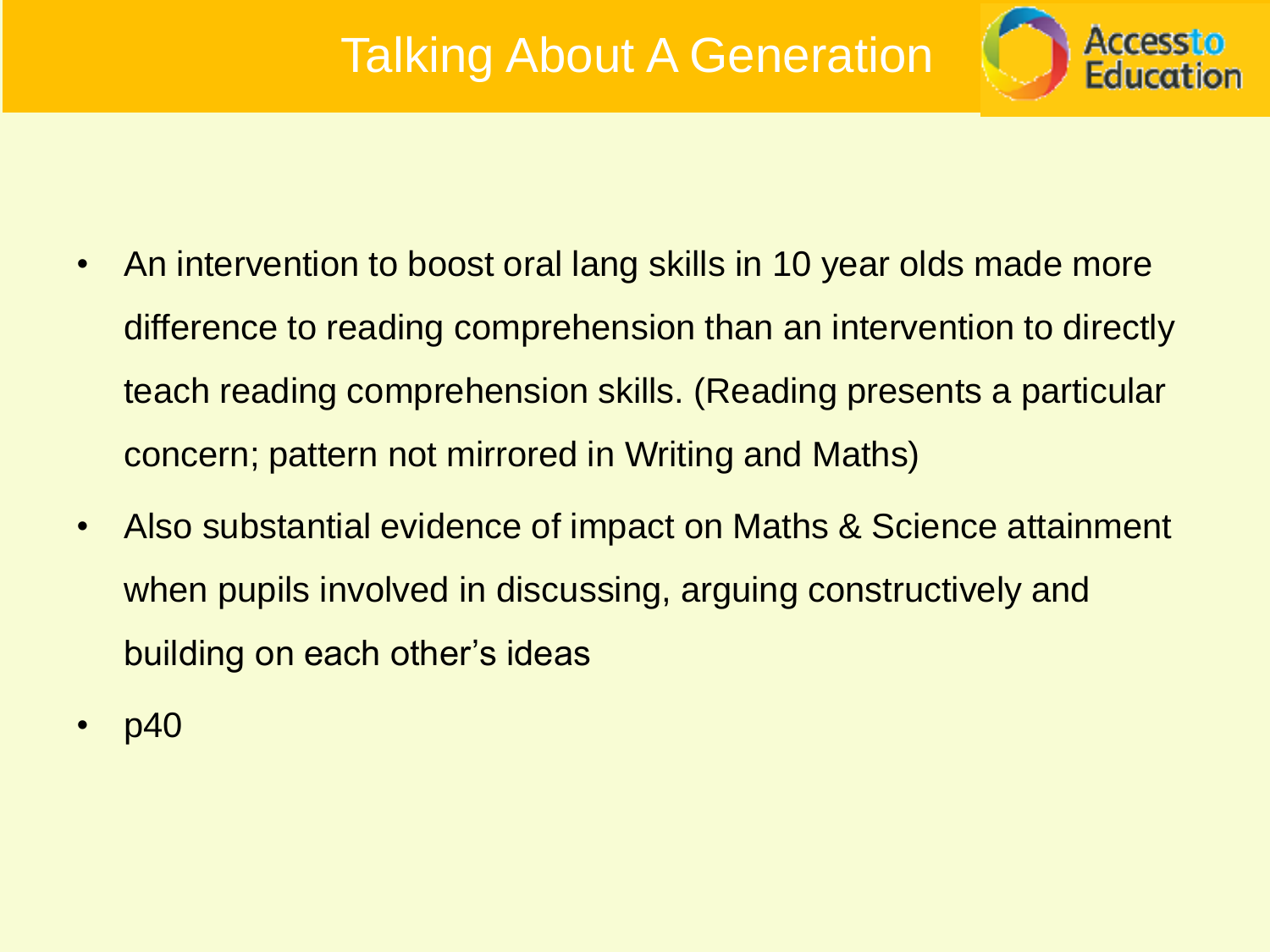# Talking About A Generation

- An intervention to boost oral lang skills in 10 year olds made more difference to reading comprehension than an intervention to directly teach reading comprehension skills. (Reading presents a particular concern; pattern not mirrored in Writing and Maths)
- Also substantial evidence of impact on Maths & Science attainment when pupils involved in discussing, arguing constructively and building on each other's ideas
- p40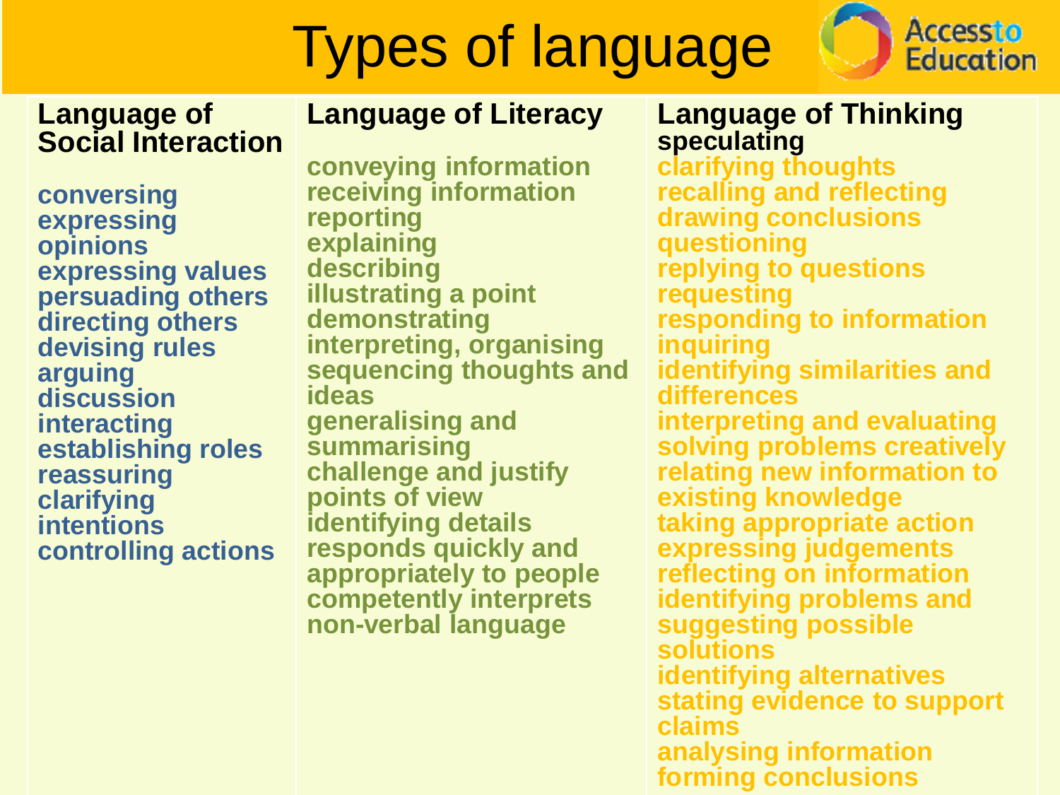# Types of language

## Language of Social Interaction

conversing
expressing opinions
expressing values
persuading others
directing others
devising rules
arguing
discussion
interacting
establishing roles
reassuring
clarifying intentions
controlling actions

## Language of Literacy

conveying information
receiving information
reporting
explaining
describing
illustrating a point
demonstrating
interpreting, organising
sequencing thoughts and ideas
generalising and summarising
challenge and justify points of view
identifying details
responds quickly and appropriately to people
competently interprets non-verbal language

## Language of Thinking

speculating
clarifying thoughts
recalling and reflecting
drawing conclusions
questioning
replying to questions
requesting
responding to information
inquiring
identifying similarities and differences
interpreting and evaluating
solving problems creatively
relating new information to existing knowledge
taking appropriate action
expressing judgements
reflecting on information
identifying problems and suggesting possible solutions
identifying alternatives
stating evidence to support claims
analysing information
forming conclusions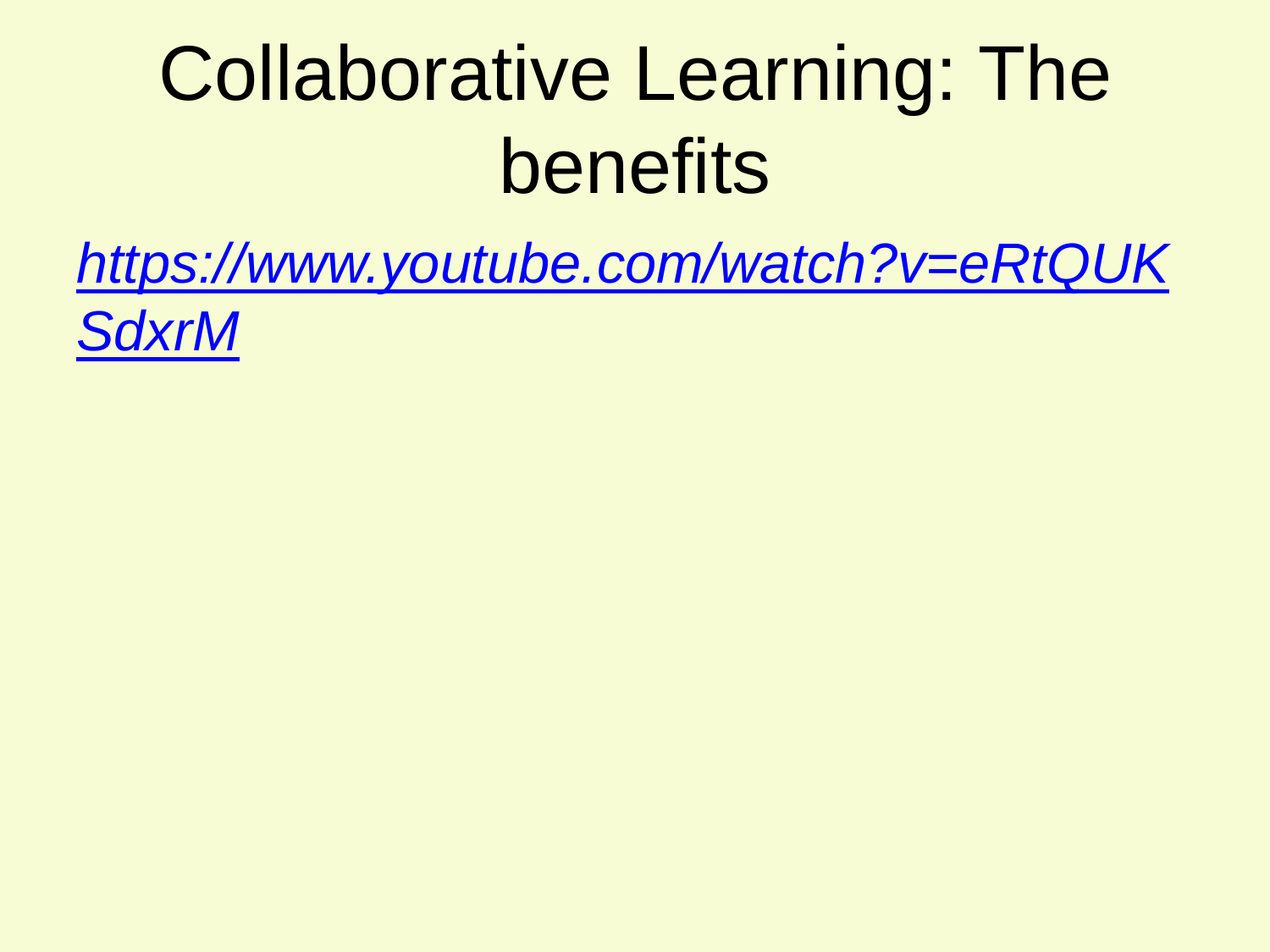# Collaborative Learning: The benefits

*https://www.youtube.com/watch?v=eRtQUKSdxrM*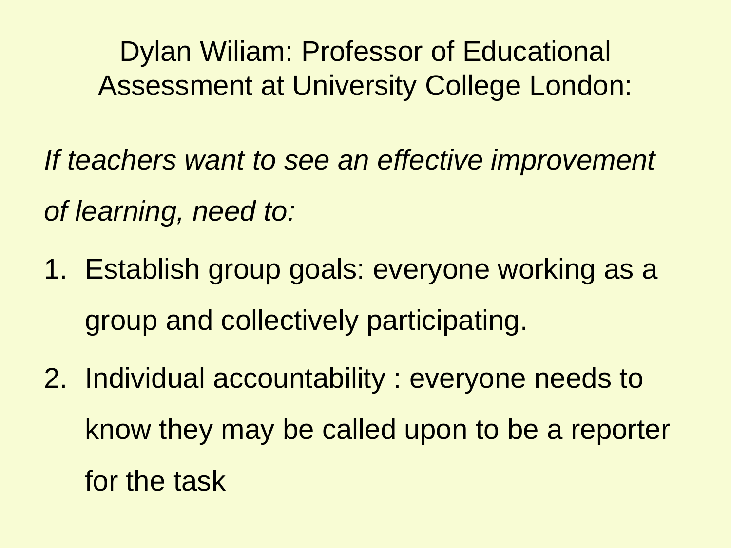# Dylan Wiliam: Professor of Educational Assessment at University College London:

*If teachers want to see an effective improvement of learning, need to:*

1. Establish group goals: everyone working as a group and collectively participating.
2. Individual accountability : everyone needs to know they may be called upon to be a reporter for the task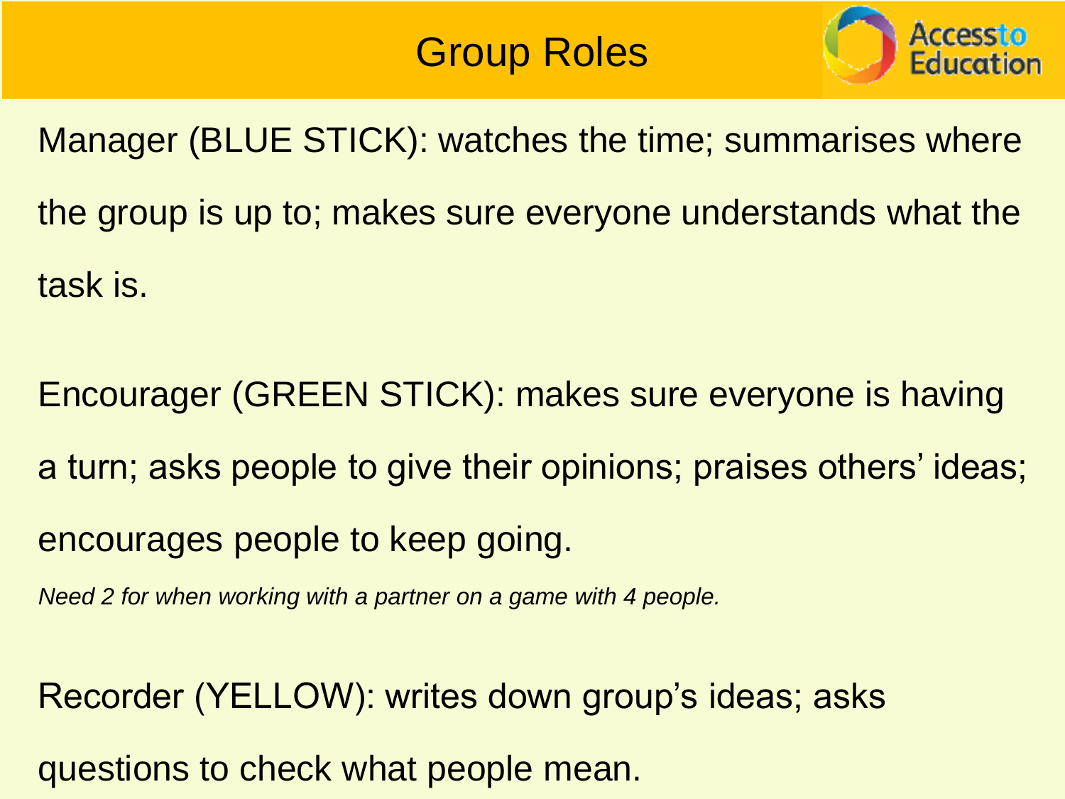# Group Roles

Manager (BLUE STICK): watches the time; summarises where the group is up to; makes sure everyone understands what the task is.

Encourager (GREEN STICK): makes sure everyone is having a turn; asks people to give their opinions; praises others' ideas; encourages people to keep going.

*Need 2 for when working with a partner on a game with 4 people.*

Recorder (YELLOW): writes down group's ideas; asks questions to check what people mean.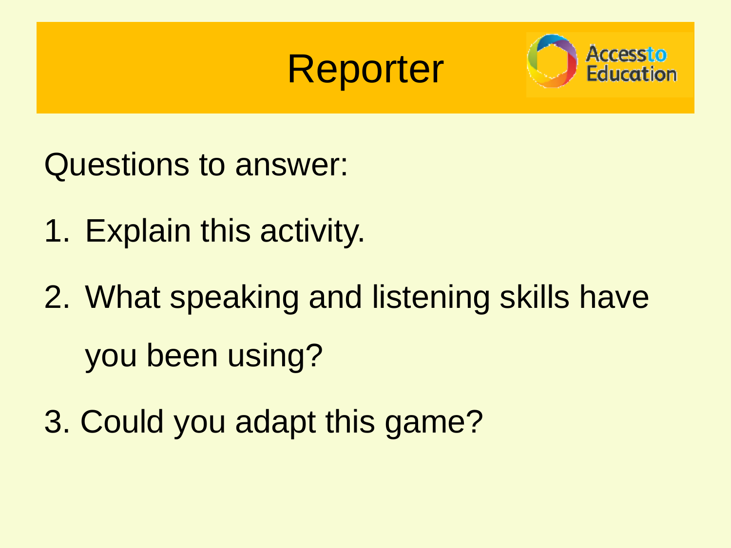# Reporter

Access to Education

Questions to answer:

1. Explain this activity.
2. What speaking and listening skills have you been using?

3. Could you adapt this game?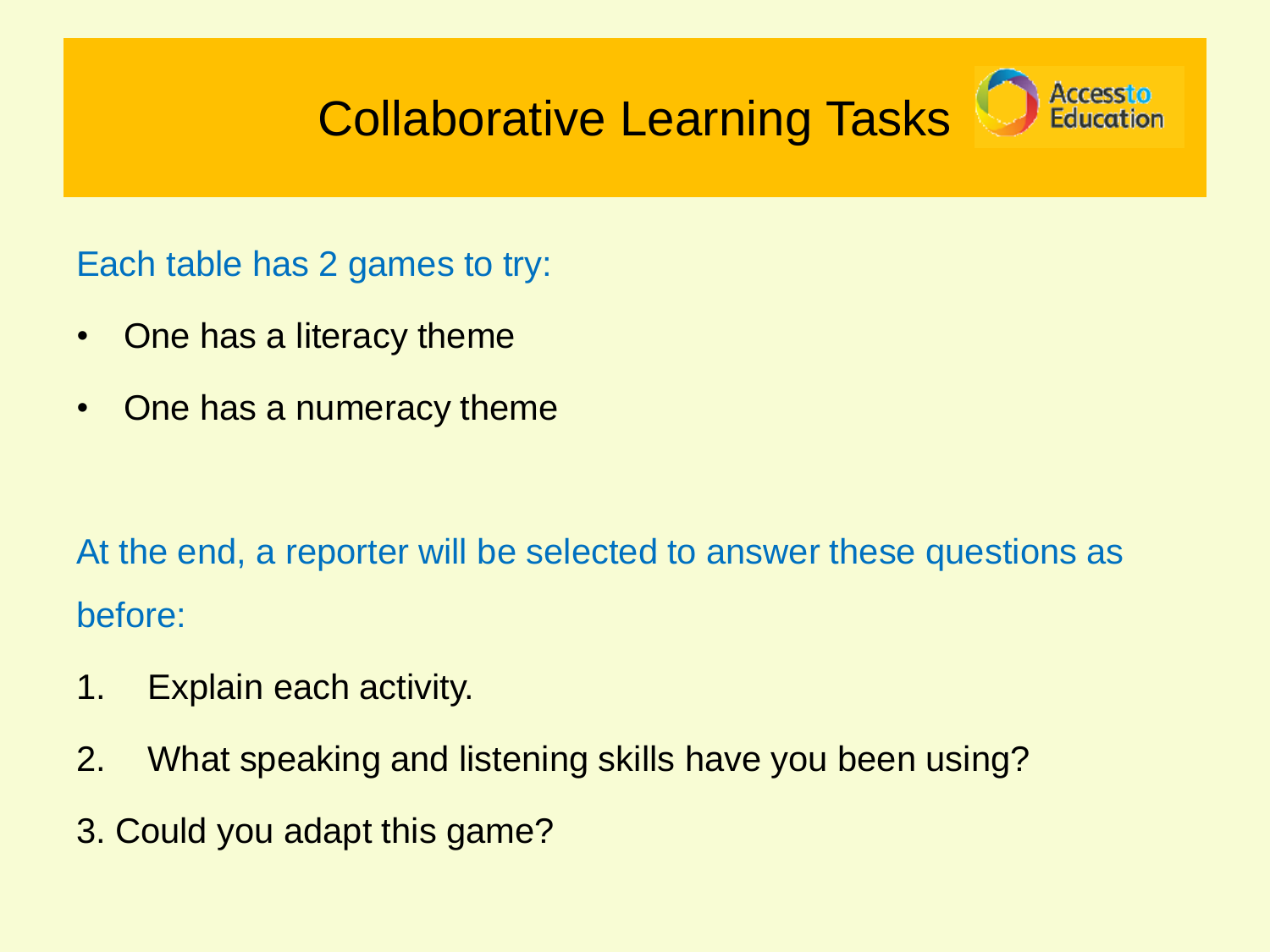# Collaborative Learning Tasks

Access to Education

Each table has 2 games to try:

- One has a literacy theme
- One has a numeracy theme

At the end, a reporter will be selected to answer these questions as before:

1. Explain each activity.
2. What speaking and listening skills have you been using?
3. Could you adapt this game?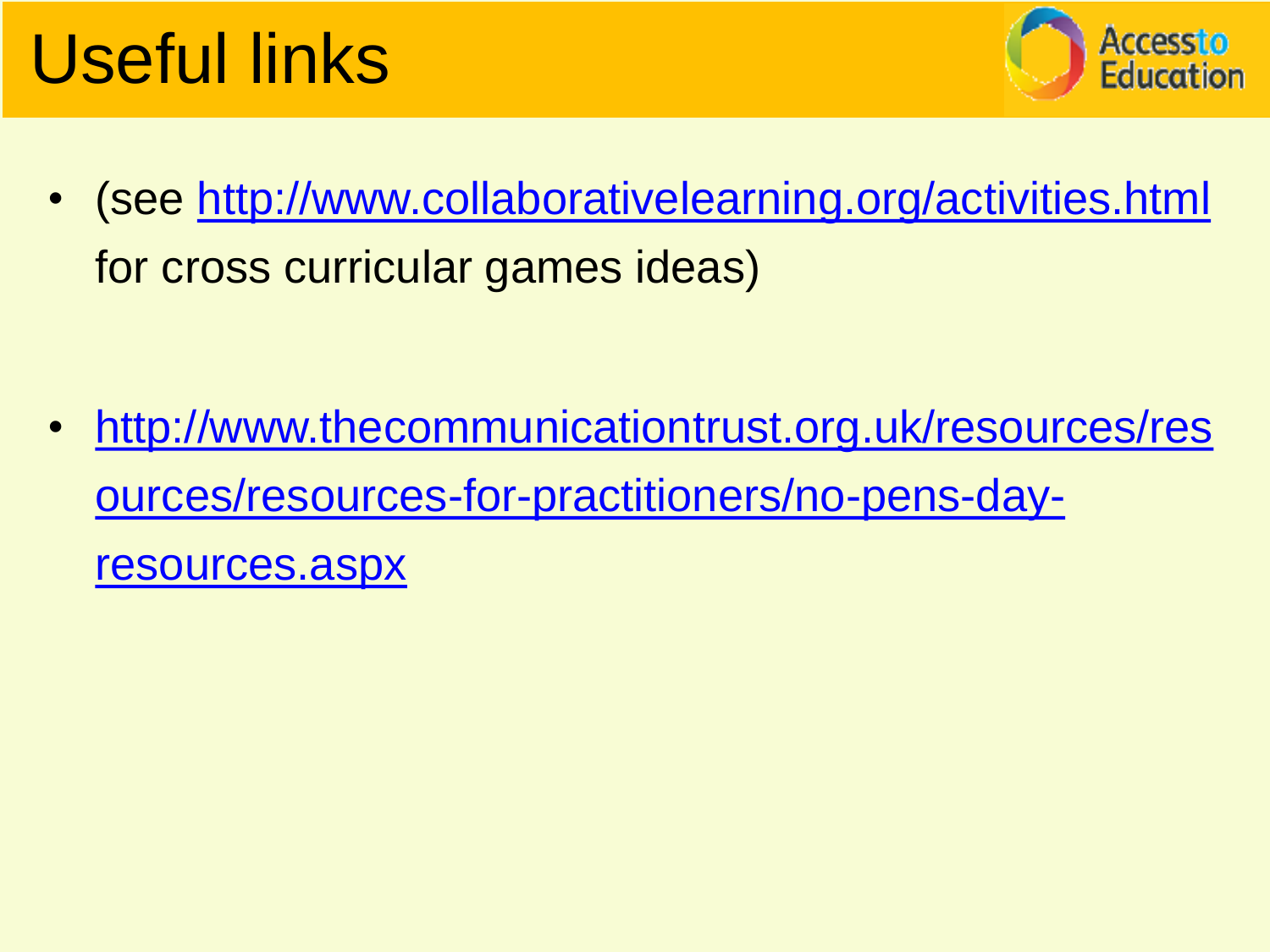# Useful links

- (see http://www.collaborativelearning.org/activities.html for cross curricular games ideas)

- http://www.thecommunicationtrust.org.uk/resources/resources/resources-for-practitioners/no-pens-day-resources.aspx